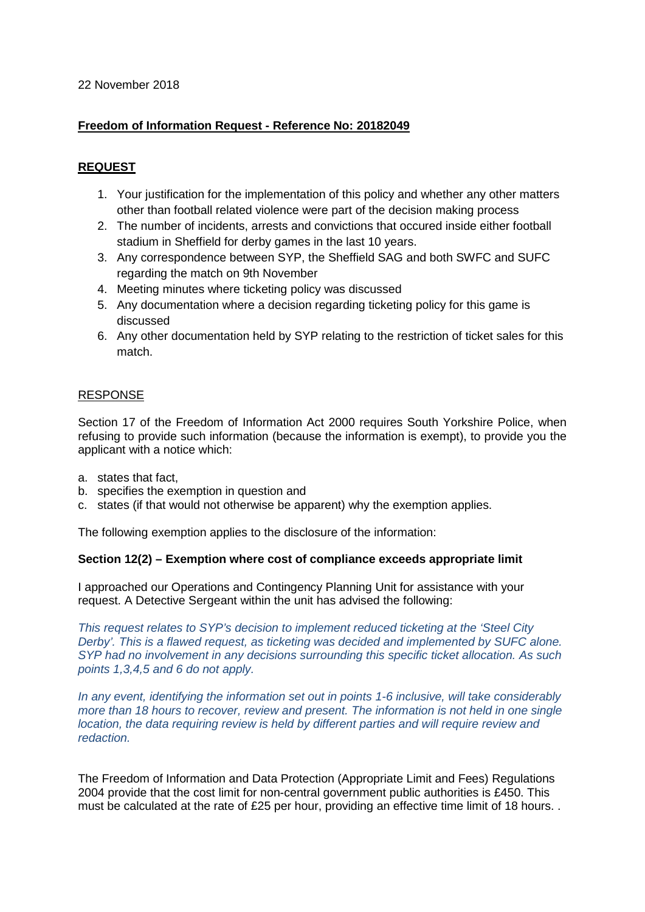22 November 2018

**Freedom of Information Request - Reference No: 20182049**

**REQUEST**

1. Your justification for the implementation of this policy and whether any other matters other than football related violence were part of the decision making process
2. The number of incidents, arrests and convictions that occured inside either football stadium in Sheffield for derby games in the last 10 years.
3. Any correspondence between SYP, the Sheffield SAG and both SWFC and SUFC regarding the match on 9th November
4. Meeting minutes where ticketing policy was discussed
5. Any documentation where a decision regarding ticketing policy for this game is discussed
6. Any other documentation held by SYP relating to the restriction of ticket sales for this match.

RESPONSE

Section 17 of the Freedom of Information Act 2000 requires South Yorkshire Police, when refusing to provide such information (because the information is exempt), to provide you the applicant with a notice which:

a. states that fact,
b. specifies the exemption in question and
c. states (if that would not otherwise be apparent) why the exemption applies.

The following exemption applies to the disclosure of the information:

**Section 12(2) – Exemption where cost of compliance exceeds appropriate limit**

I approached our Operations and Contingency Planning Unit for assistance with your request. A Detective Sergeant within the unit has advised the following:

*This request relates to SYP's decision to implement reduced ticketing at the 'Steel City Derby'. This is a flawed request, as ticketing was decided and implemented by SUFC alone. SYP had no involvement in any decisions surrounding this specific ticket allocation. As such points 1,3,4,5 and 6 do not apply.*

*In any event, identifying the information set out in points 1-6 inclusive, will take considerably more than 18 hours to recover, review and present. The information is not held in one single location, the data requiring review is held by different parties and will require review and redaction.*

The Freedom of Information and Data Protection (Appropriate Limit and Fees) Regulations 2004 provide that the cost limit for non-central government public authorities is £450. This must be calculated at the rate of £25 per hour, providing an effective time limit of 18 hours. .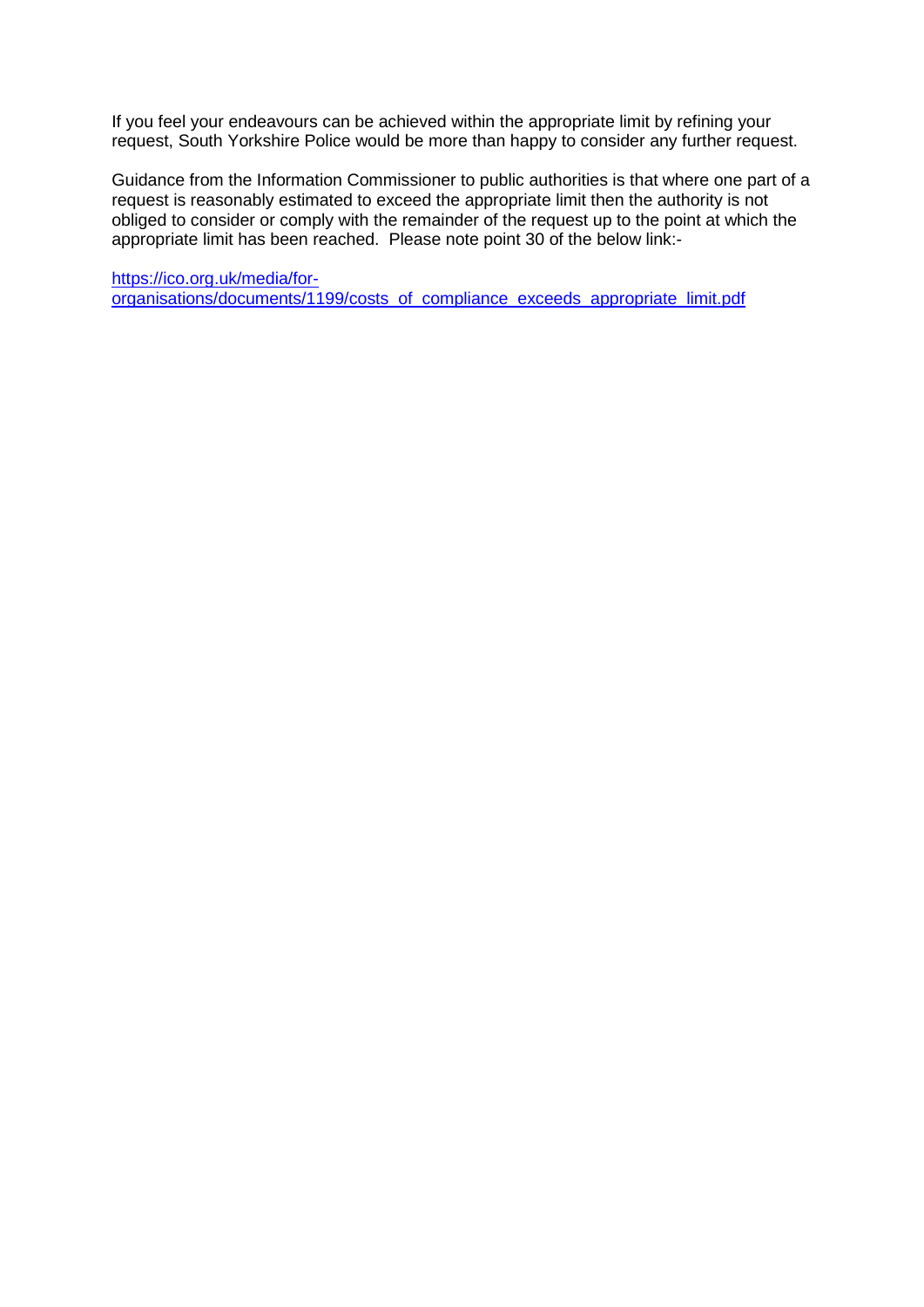If you feel your endeavours can be achieved within the appropriate limit by refining your request, South Yorkshire Police would be more than happy to consider any further request.

Guidance from the Information Commissioner to public authorities is that where one part of a request is reasonably estimated to exceed the appropriate limit then the authority is not obliged to consider or comply with the remainder of the request up to the point at which the appropriate limit has been reached. Please note point 30 of the below link:-

[https://ico.org.uk/media/for-organisations/documents/1199/costs_of_compliance_exceeds_appropriate_limit.pdf](https://ico.org.uk/media/for-organisations/documents/1199/costs_of_compliance_exceeds_appropriate_limit.pdf)